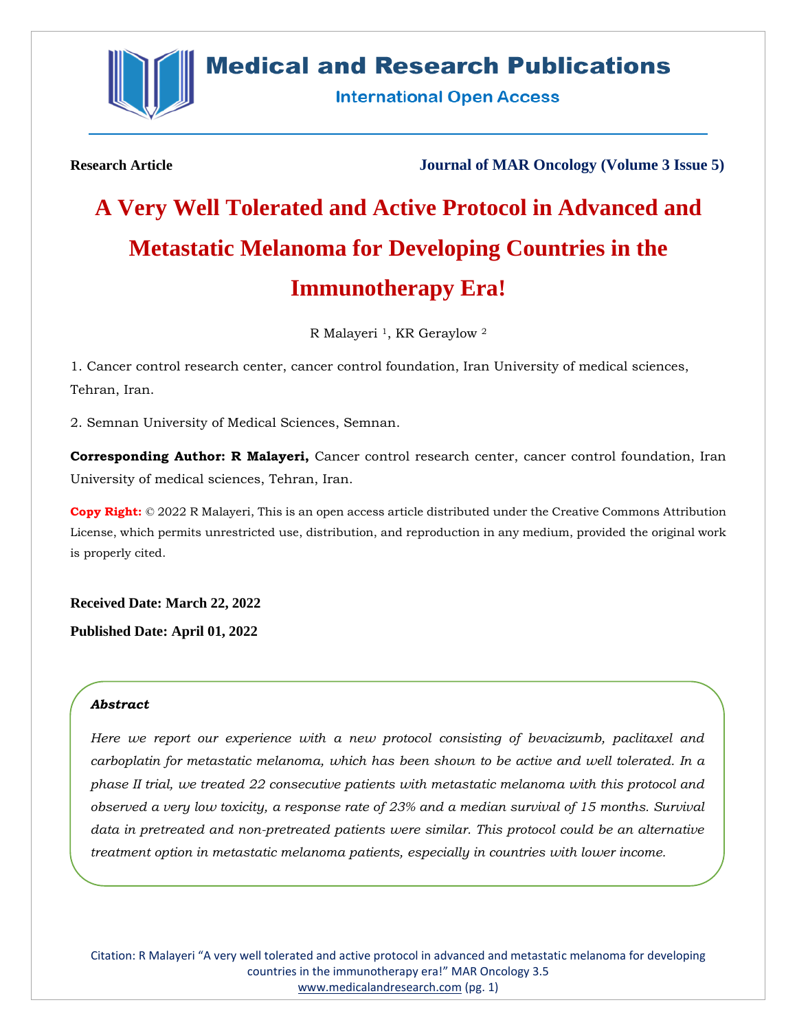**Research Article** **Journal of MAR Oncology (Volume 3 Issue 5)**

# A Very Well Tolerated and Active Protocol in Advanced and Metastatic Melanoma for Developing Countries in the Immunotherapy Era!

R Malayeri [1], KR Geraylow [2]

1. Cancer control research center, cancer control foundation, Iran University of medical sciences, Tehran, Iran.

2. Semnan University of Medical Sciences, Semnan.

**Corresponding Author: R Malayeri,** Cancer control research center, cancer control foundation, Iran University of medical sciences, Tehran, Iran.

**Copy Right:** © 2022 R Malayeri, This is an open access article distributed under the Creative Commons Attribution License, which permits unrestricted use, distribution, and reproduction in any medium, provided the original work is properly cited.

**Received Date: March 22, 2022**

**Published Date: April 01, 2022**

***Abstract***

*Here we report our experience with a new protocol consisting of bevacizumb, paclitaxel and carboplatin for metastatic melanoma, which has been shown to be active and well tolerated. In a phase II trial, we treated 22 consecutive patients with metastatic melanoma with this protocol and observed a very low toxicity, a response rate of 23% and a median survival of 15 months. Survival data in pretreated and non-pretreated patients were similar. This protocol could be an alternative treatment option in metastatic melanoma patients, especially in countries with lower income.*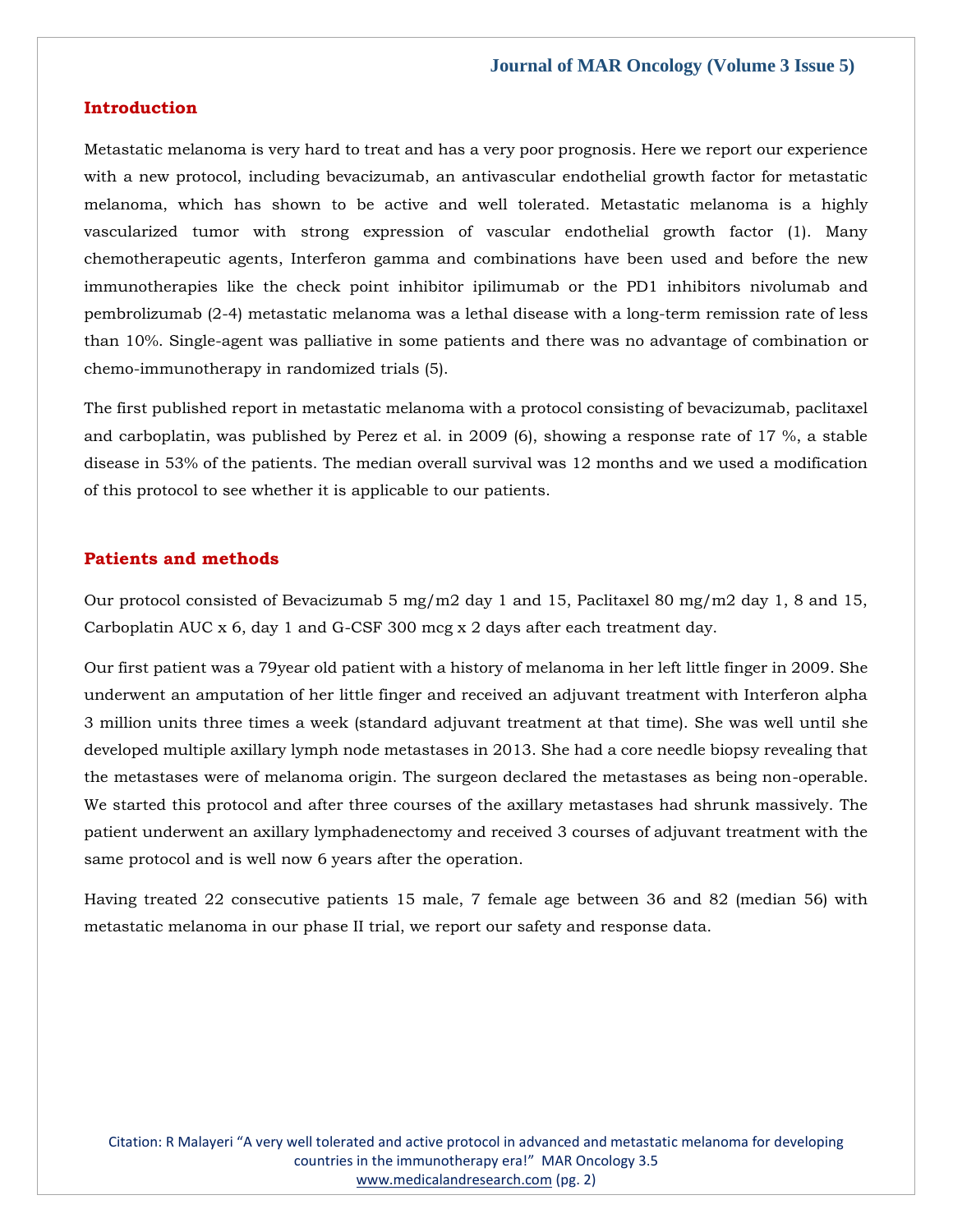## Introduction

Metastatic melanoma is very hard to treat and has a very poor prognosis. Here we report our experience with a new protocol, including bevacizumab, an antivascular endothelial growth factor for metastatic melanoma, which has shown to be active and well tolerated. Metastatic melanoma is a highly vascularized tumor with strong expression of vascular endothelial growth factor (1). Many chemotherapeutic agents, Interferon gamma and combinations have been used and before the new immunotherapies like the check point inhibitor ipilimumab or the PD1 inhibitors nivolumab and pembrolizumab (2-4) metastatic melanoma was a lethal disease with a long-term remission rate of less than 10%. Single-agent was palliative in some patients and there was no advantage of combination or chemo-immunotherapy in randomized trials (5).

The first published report in metastatic melanoma with a protocol consisting of bevacizumab, paclitaxel and carboplatin, was published by Perez et al. in 2009 (6), showing a response rate of 17 %, a stable disease in 53% of the patients. The median overall survival was 12 months and we used a modification of this protocol to see whether it is applicable to our patients.

## Patients and methods

Our protocol consisted of Bevacizumab 5 mg/m2 day 1 and 15, Paclitaxel 80 mg/m2 day 1, 8 and 15, Carboplatin AUC x 6, day 1 and G-CSF 300 mcg x 2 days after each treatment day.

Our first patient was a 79year old patient with a history of melanoma in her left little finger in 2009. She underwent an amputation of her little finger and received an adjuvant treatment with Interferon alpha 3 million units three times a week (standard adjuvant treatment at that time). She was well until she developed multiple axillary lymph node metastases in 2013. She had a core needle biopsy revealing that the metastases were of melanoma origin. The surgeon declared the metastases as being non-operable. We started this protocol and after three courses of the axillary metastases had shrunk massively. The patient underwent an axillary lymphadenectomy and received 3 courses of adjuvant treatment with the same protocol and is well now 6 years after the operation.

Having treated 22 consecutive patients 15 male, 7 female age between 36 and 82 (median 56) with metastatic melanoma in our phase II trial, we report our safety and response data.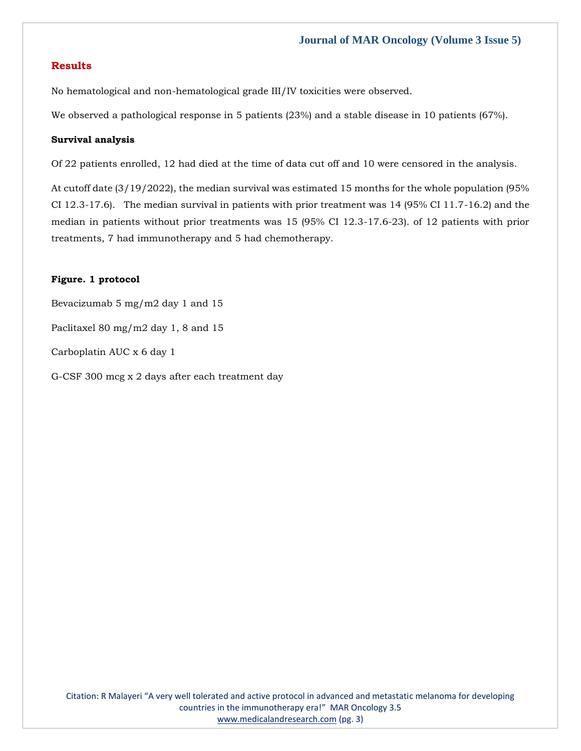## Results

No hematological and non-hematological grade III/IV toxicities were observed.

We observed a pathological response in 5 patients (23%) and a stable disease in 10 patients (67%).

**Survival analysis**

Of 22 patients enrolled, 12 had died at the time of data cut off and 10 were censored in the analysis.

At cutoff date (3/19/2022), the median survival was estimated 15 months for the whole population (95% CI 12.3-17.6). The median survival in patients with prior treatment was 14 (95% CI 11.7-16.2) and the median in patients without prior treatments was 15 (95% CI 12.3-17.6-23). of 12 patients with prior treatments, 7 had immunotherapy and 5 had chemotherapy.

**Figure. 1 protocol**

Bevacizumab 5 mg/m2 day 1 and 15

Paclitaxel 80 mg/m2 day 1, 8 and 15

Carboplatin AUC x 6 day 1

G-CSF 300 mcg x 2 days after each treatment day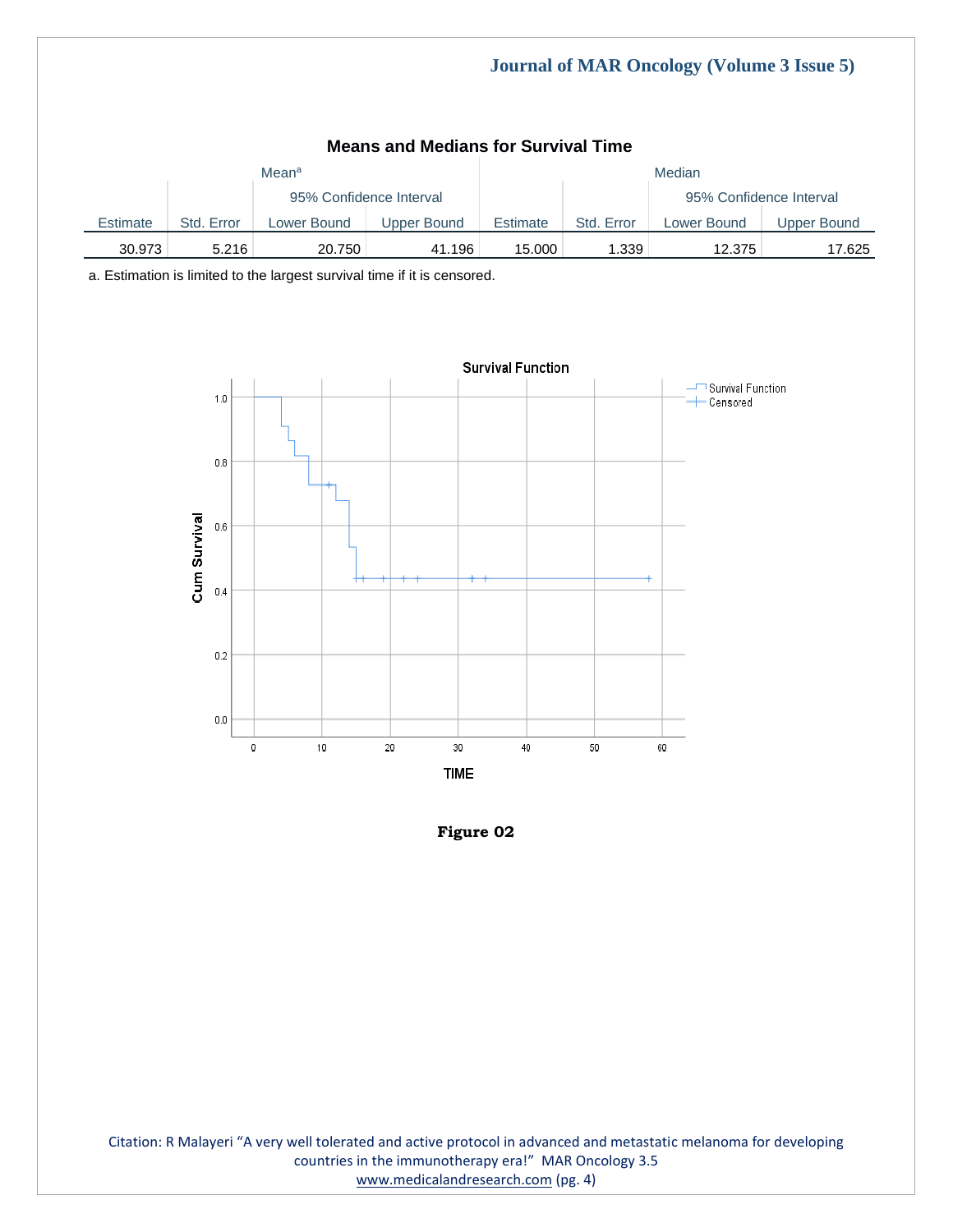**Means and Medians for Survival Time**

| Mean[a] | | | | Median | | | |
|---|---|---|---|---|---|---|---|
| | | 95% Confidence Interval | | | | 95% Confidence Interval | |
| Estimate | Std. Error | Lower Bound | Upper Bound | Estimate | Std. Error | Lower Bound | Upper Bound |
| 30.973 | 5.216 | 20.750 | 41.196 | 15.000 | 1.339 | 12.375 | 17.625 |

a. Estimation is limited to the largest survival time if it is censored.

**Figure 02**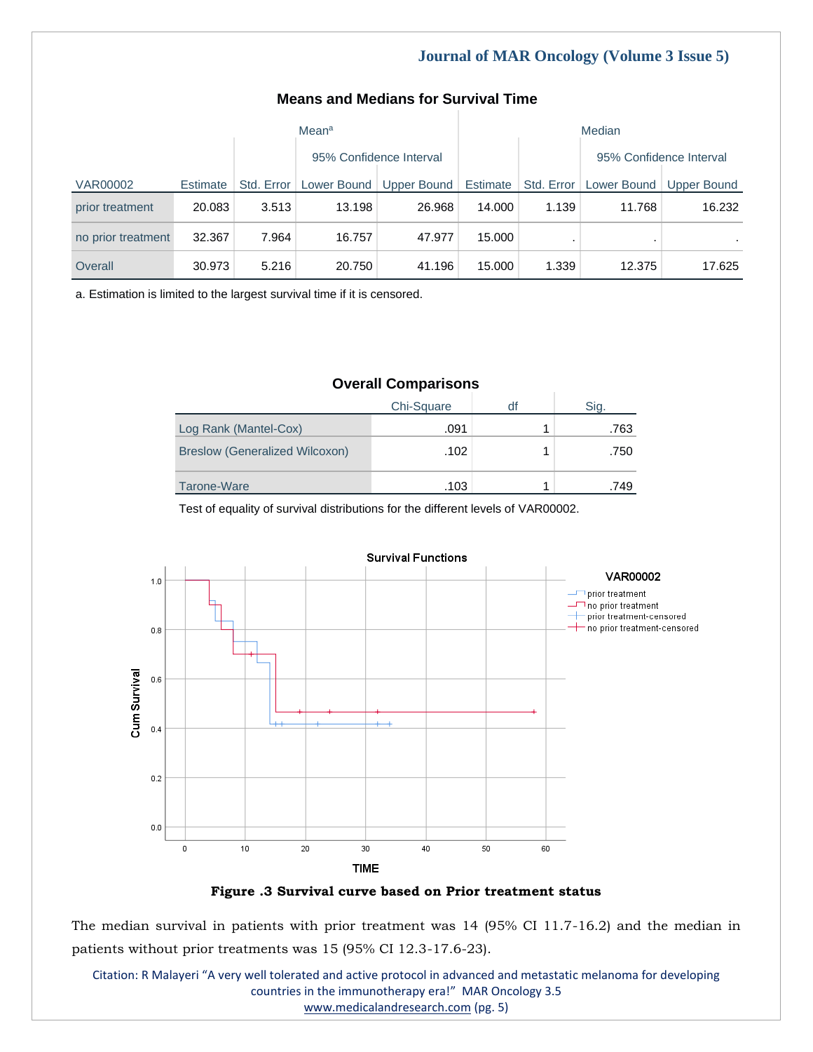**Means and Medians for Survival Time**

| VAR00002 | Mean[a] | | | | Median | | | |
|---|---|---|---|---|---|---|---|---|
| | | | 95% Confidence Interval | | | | 95% Confidence Interval | |
| | Estimate | Std. Error | Lower Bound | Upper Bound | Estimate | Std. Error | Lower Bound | Upper Bound |
| prior treatment | 20.083 | 3.513 | 13.198 | 26.968 | 14.000 | 1.139 | 11.768 | 16.232 |
| no prior treatment | 32.367 | 7.964 | 16.757 | 47.977 | 15.000 | . | . | . |
| Overall | 30.973 | 5.216 | 20.750 | 41.196 | 15.000 | 1.339 | 12.375 | 17.625 |

a. Estimation is limited to the largest survival time if it is censored.

**Overall Comparisons**

| | Chi-Square | df | Sig. |
|---|---|---|---|
| Log Rank (Mantel-Cox) | .091 | 1 | .763 |
| Breslow (Generalized Wilcoxon) | .102 | 1 | .750 |
| Tarone-Ware | .103 | 1 | .749 |

Test of equality of survival distributions for the different levels of VAR00002.

**Figure .3 Survival curve based on Prior treatment status**

The median survival in patients with prior treatment was 14 (95% CI 11.7-16.2) and the median in patients without prior treatments was 15 (95% CI 12.3-17.6-23).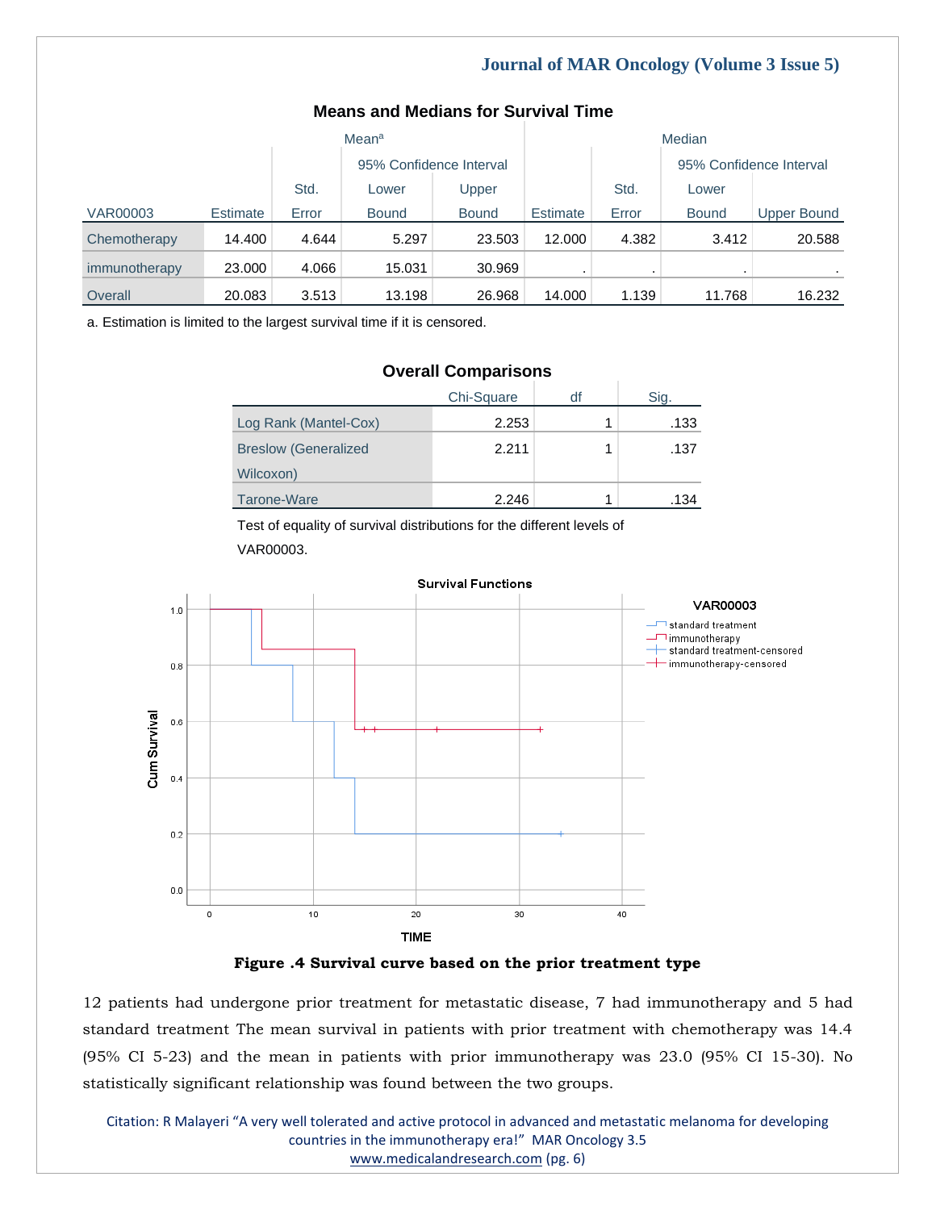**Means and Medians for Survival Time**

| VAR00003 | Mean[a] | | | | Median | | | |
|---|---|---|---|---|---|---|---|---|
| | Estimate | Std. Error | 95% Confidence Interval Lower Bound | 95% Confidence Interval Upper Bound | Estimate | Std. Error | 95% Confidence Interval Lower Bound | 95% Confidence Interval Upper Bound |
| Chemotherapy | 14.400 | 4.644 | 5.297 | 23.503 | 12.000 | 4.382 | 3.412 | 20.588 |
| immunotherapy | 23.000 | 4.066 | 15.031 | 30.969 | . | . | . | . |
| Overall | 20.083 | 3.513 | 13.198 | 26.968 | 14.000 | 1.139 | 11.768 | 16.232 |

a. Estimation is limited to the largest survival time if it is censored.

**Overall Comparisons**

| | Chi-Square | df | Sig. |
|---|---|---|---|
| Log Rank (Mantel-Cox) | 2.253 | 1 | .133 |
| Breslow (Generalized Wilcoxon) | 2.211 | 1 | .137 |
| Tarone-Ware | 2.246 | 1 | .134 |

Test of equality of survival distributions for the different levels of VAR00003.

**Figure .4 Survival curve based on the prior treatment type**

12 patients had undergone prior treatment for metastatic disease, 7 had immunotherapy and 5 had standard treatment The mean survival in patients with prior treatment with chemotherapy was 14.4 (95% CI 5-23) and the mean in patients with prior immunotherapy was 23.0 (95% CI 15-30). No statistically significant relationship was found between the two groups.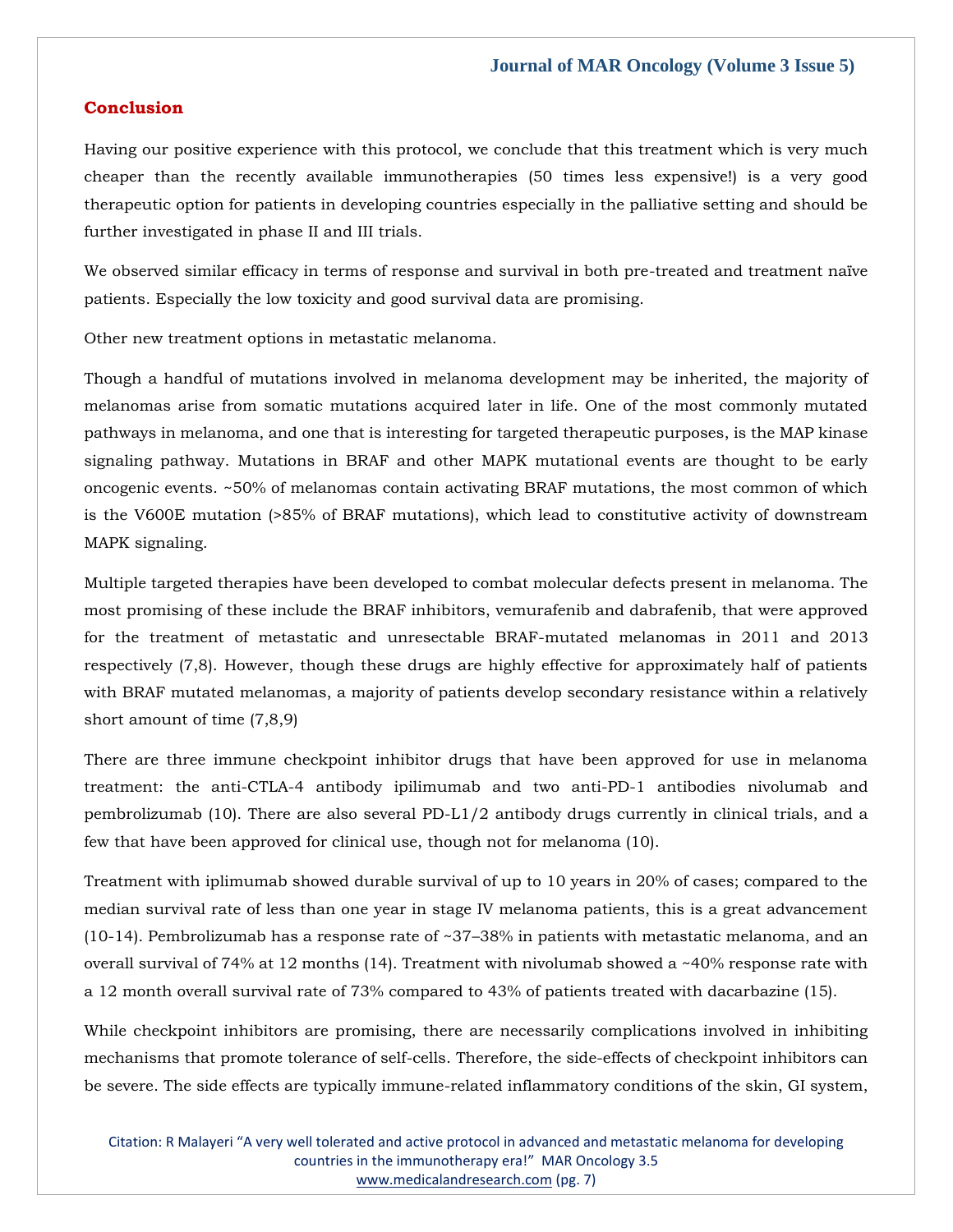## Conclusion

Having our positive experience with this protocol, we conclude that this treatment which is very much cheaper than the recently available immunotherapies (50 times less expensive!) is a very good therapeutic option for patients in developing countries especially in the palliative setting and should be further investigated in phase II and III trials.

We observed similar efficacy in terms of response and survival in both pre-treated and treatment naïve patients. Especially the low toxicity and good survival data are promising.

Other new treatment options in metastatic melanoma.

Though a handful of mutations involved in melanoma development may be inherited, the majority of melanomas arise from somatic mutations acquired later in life. One of the most commonly mutated pathways in melanoma, and one that is interesting for targeted therapeutic purposes, is the MAP kinase signaling pathway. Mutations in BRAF and other MAPK mutational events are thought to be early oncogenic events. ~50% of melanomas contain activating BRAF mutations, the most common of which is the V600E mutation (>85% of BRAF mutations), which lead to constitutive activity of downstream MAPK signaling.

Multiple targeted therapies have been developed to combat molecular defects present in melanoma. The most promising of these include the BRAF inhibitors, vemurafenib and dabrafenib, that were approved for the treatment of metastatic and unresectable BRAF-mutated melanomas in 2011 and 2013 respectively (7,8). However, though these drugs are highly effective for approximately half of patients with BRAF mutated melanomas, a majority of patients develop secondary resistance within a relatively short amount of time (7,8,9)

There are three immune checkpoint inhibitor drugs that have been approved for use in melanoma treatment: the anti-CTLA-4 antibody ipilimumab and two anti-PD-1 antibodies nivolumab and pembrolizumab (10). There are also several PD-L1/2 antibody drugs currently in clinical trials, and a few that have been approved for clinical use, though not for melanoma (10).

Treatment with iplimumab showed durable survival of up to 10 years in 20% of cases; compared to the median survival rate of less than one year in stage IV melanoma patients, this is a great advancement (10-14). Pembrolizumab has a response rate of ~37–38% in patients with metastatic melanoma, and an overall survival of 74% at 12 months (14). Treatment with nivolumab showed a ~40% response rate with a 12 month overall survival rate of 73% compared to 43% of patients treated with dacarbazine (15).

While checkpoint inhibitors are promising, there are necessarily complications involved in inhibiting mechanisms that promote tolerance of self-cells. Therefore, the side-effects of checkpoint inhibitors can be severe. The side effects are typically immune-related inflammatory conditions of the skin, GI system,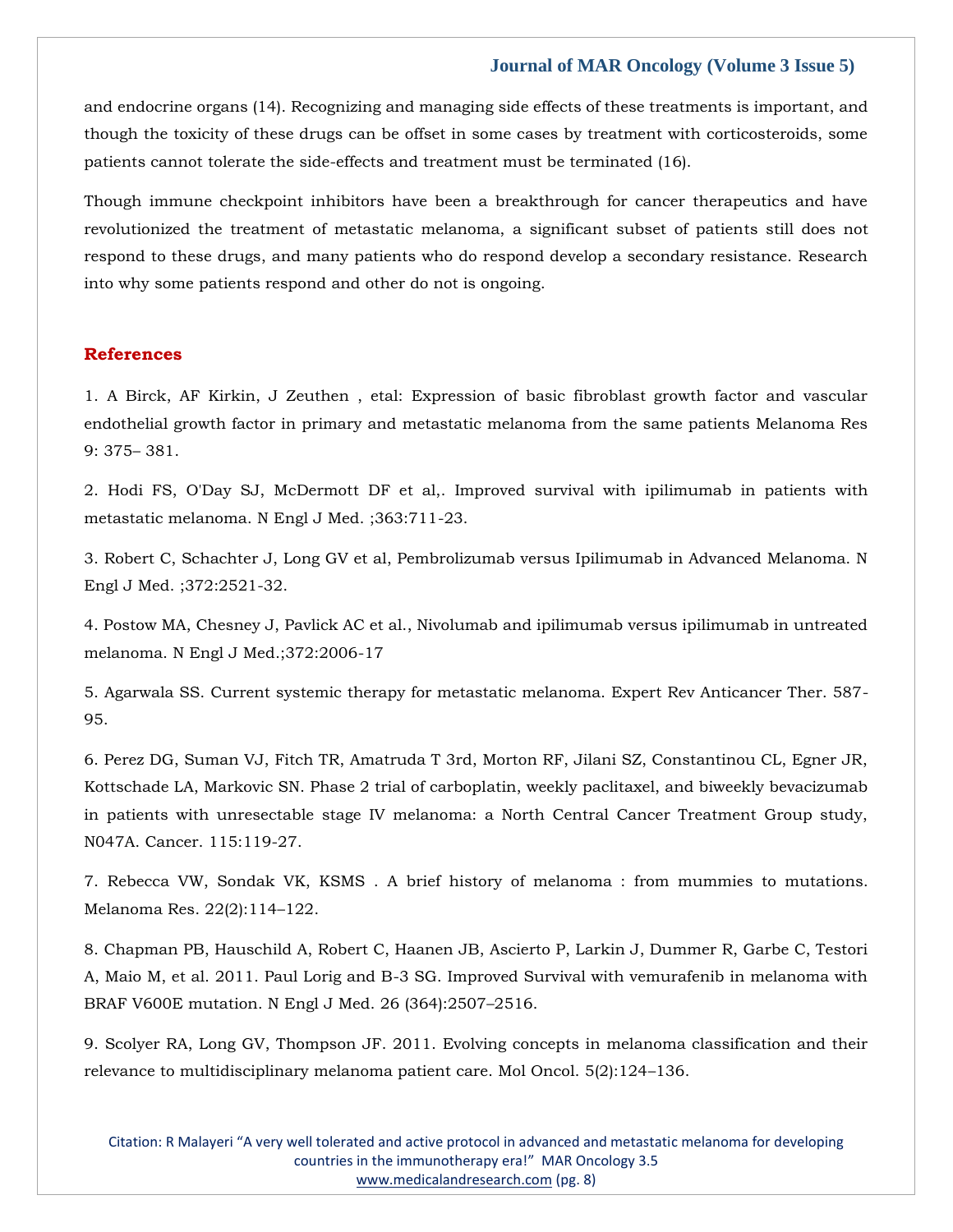and endocrine organs (14). Recognizing and managing side effects of these treatments is important, and though the toxicity of these drugs can be offset in some cases by treatment with corticosteroids, some patients cannot tolerate the side-effects and treatment must be terminated (16).

Though immune checkpoint inhibitors have been a breakthrough for cancer therapeutics and have revolutionized the treatment of metastatic melanoma, a significant subset of patients still does not respond to these drugs, and many patients who do respond develop a secondary resistance. Research into why some patients respond and other do not is ongoing.

## References

1. A Birck, AF Kirkin, J Zeuthen , etal: Expression of basic fibroblast growth factor and vascular endothelial growth factor in primary and metastatic melanoma from the same patients Melanoma Res 9: 375– 381.

2. Hodi FS, O'Day SJ, McDermott DF et al,. Improved survival with ipilimumab in patients with metastatic melanoma. N Engl J Med. ;363:711-23.

3. Robert C, Schachter J, Long GV et al, Pembrolizumab versus Ipilimumab in Advanced Melanoma. N Engl J Med. ;372:2521-32.

4. Postow MA, Chesney J, Pavlick AC et al., Nivolumab and ipilimumab versus ipilimumab in untreated melanoma. N Engl J Med.;372:2006-17

5. Agarwala SS. Current systemic therapy for metastatic melanoma. Expert Rev Anticancer Ther. 587-95.

6. Perez DG, Suman VJ, Fitch TR, Amatruda T 3rd, Morton RF, Jilani SZ, Constantinou CL, Egner JR, Kottschade LA, Markovic SN. Phase 2 trial of carboplatin, weekly paclitaxel, and biweekly bevacizumab in patients with unresectable stage IV melanoma: a North Central Cancer Treatment Group study, N047A. Cancer. 115:119-27.

7. Rebecca VW, Sondak VK, KSMS . A brief history of melanoma : from mummies to mutations. Melanoma Res. 22(2):114–122.

8. Chapman PB, Hauschild A, Robert C, Haanen JB, Ascierto P, Larkin J, Dummer R, Garbe C, Testori A, Maio M, et al. 2011. Paul Lorig and B-3 SG. Improved Survival with vemurafenib in melanoma with BRAF V600E mutation. N Engl J Med. 26 (364):2507–2516.

9. Scolyer RA, Long GV, Thompson JF. 2011. Evolving concepts in melanoma classification and their relevance to multidisciplinary melanoma patient care. Mol Oncol. 5(2):124–136.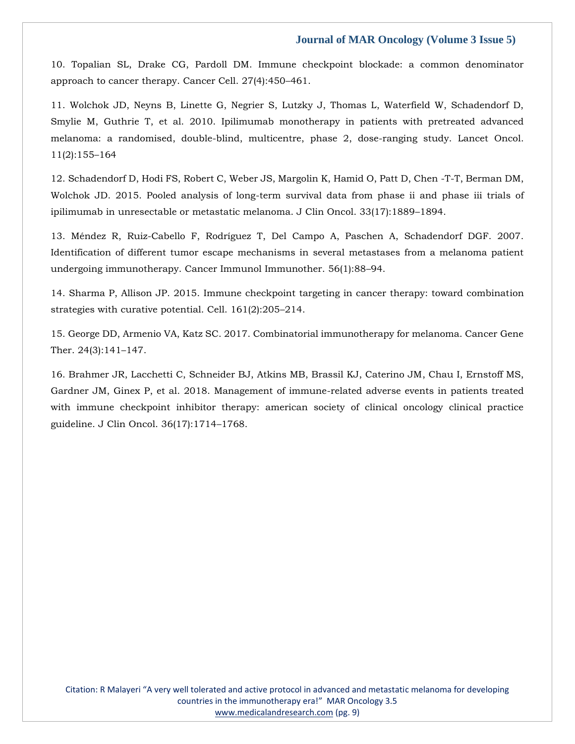10. Topalian SL, Drake CG, Pardoll DM. Immune checkpoint blockade: a common denominator approach to cancer therapy. Cancer Cell. 27(4):450–461.

11. Wolchok JD, Neyns B, Linette G, Negrier S, Lutzky J, Thomas L, Waterfield W, Schadendorf D, Smylie M, Guthrie T, et al. 2010. Ipilimumab monotherapy in patients with pretreated advanced melanoma: a randomised, double-blind, multicentre, phase 2, dose-ranging study. Lancet Oncol. 11(2):155–164

12. Schadendorf D, Hodi FS, Robert C, Weber JS, Margolin K, Hamid O, Patt D, Chen -T-T, Berman DM, Wolchok JD. 2015. Pooled analysis of long-term survival data from phase ii and phase iii trials of ipilimumab in unresectable or metastatic melanoma. J Clin Oncol. 33(17):1889–1894.

13. Méndez R, Ruiz-Cabello F, Rodríguez T, Del Campo A, Paschen A, Schadendorf DGF. 2007. Identification of different tumor escape mechanisms in several metastases from a melanoma patient undergoing immunotherapy. Cancer Immunol Immunother. 56(1):88–94.

14. Sharma P, Allison JP. 2015. Immune checkpoint targeting in cancer therapy: toward combination strategies with curative potential. Cell. 161(2):205–214.

15. George DD, Armenio VA, Katz SC. 2017. Combinatorial immunotherapy for melanoma. Cancer Gene Ther. 24(3):141–147.

16. Brahmer JR, Lacchetti C, Schneider BJ, Atkins MB, Brassil KJ, Caterino JM, Chau I, Ernstoff MS, Gardner JM, Ginex P, et al. 2018. Management of immune-related adverse events in patients treated with immune checkpoint inhibitor therapy: american society of clinical oncology clinical practice guideline. J Clin Oncol. 36(17):1714–1768.